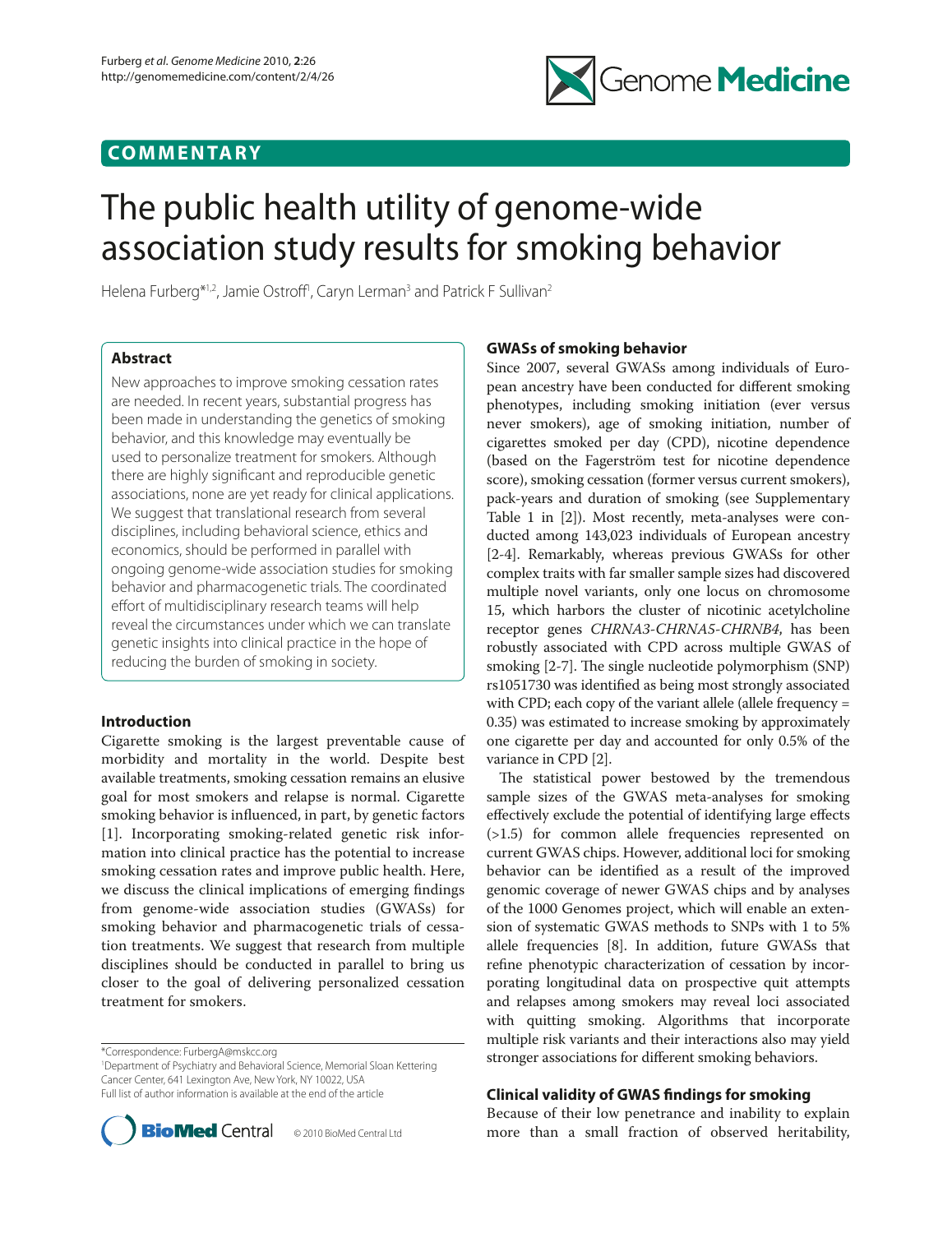COMMENTARY

# The public health utility of genome-wide association study results for smoking behavior

Helena Furberg*[1,2], Jamie Ostroff[1], Caryn Lerman[3] and Patrick F Sullivan[2]

## Abstract

New approaches to improve smoking cessation rates are needed. In recent years, substantial progress has been made in understanding the genetics of smoking behavior, and this knowledge may eventually be used to personalize treatment for smokers. Although there are highly significant and reproducible genetic associations, none are yet ready for clinical applications. We suggest that translational research from several disciplines, including behavioral science, ethics and economics, should be performed in parallel with ongoing genome-wide association studies for smoking behavior and pharmacogenetic trials. The coordinated effort of multidisciplinary research teams will help reveal the circumstances under which we can translate genetic insights into clinical practice in the hope of reducing the burden of smoking in society.

## Introduction

Cigarette smoking is the largest preventable cause of morbidity and mortality in the world. Despite best available treatments, smoking cessation remains an elusive goal for most smokers and relapse is normal. Cigarette smoking behavior is influenced, in part, by genetic factors [1]. Incorporating smoking-related genetic risk information into clinical practice has the potential to increase smoking cessation rates and improve public health. Here, we discuss the clinical implications of emerging findings from genome-wide association studies (GWASs) for smoking behavior and pharmacogenetic trials of cessation treatments. We suggest that research from multiple disciplines should be conducted in parallel to bring us closer to the goal of delivering personalized cessation treatment for smokers.

## GWASs of smoking behavior

Since 2007, several GWASs among individuals of European ancestry have been conducted for different smoking phenotypes, including smoking initiation (ever versus never smokers), age of smoking initiation, number of cigarettes smoked per day (CPD), nicotine dependence (based on the Fagerström test for nicotine dependence score), smoking cessation (former versus current smokers), pack-years and duration of smoking (see Supplementary Table 1 in [2]). Most recently, meta-analyses were conducted among 143,023 individuals of European ancestry [2-4]. Remarkably, whereas previous GWASs for other complex traits with far smaller sample sizes had discovered multiple novel variants, only one locus on chromosome 15, which harbors the cluster of nicotinic acetylcholine receptor genes *CHRNA3-CHRNA5-CHRNB4*, has been robustly associated with CPD across multiple GWAS of smoking [2-7]. The single nucleotide polymorphism (SNP) rs1051730 was identified as being most strongly associated with CPD; each copy of the variant allele (allele frequency = 0.35) was estimated to increase smoking by approximately one cigarette per day and accounted for only 0.5% of the variance in CPD [2].

The statistical power bestowed by the tremendous sample sizes of the GWAS meta-analyses for smoking effectively exclude the potential of identifying large effects (>1.5) for common allele frequencies represented on current GWAS chips. However, additional loci for smoking behavior can be identified as a result of the improved genomic coverage of newer GWAS chips and by analyses of the 1000 Genomes project, which will enable an extension of systematic GWAS methods to SNPs with 1 to 5% allele frequencies [8]. In addition, future GWASs that refine phenotypic characterization of cessation by incorporating longitudinal data on prospective quit attempts and relapses among smokers may reveal loci associated with quitting smoking. Algorithms that incorporate multiple risk variants and their interactions also may yield stronger associations for different smoking behaviors.

## Clinical validity of GWAS findings for smoking

Because of their low penetrance and inability to explain more than a small fraction of observed heritability,

*Correspondence: FurbergA@mskcc.org
[1]Department of Psychiatry and Behavioral Science, Memorial Sloan Kettering Cancer Center, 641 Lexington Ave, New York, NY 10022, USA
Full list of author information is available at the end of the article

© 2010 BioMed Central Ltd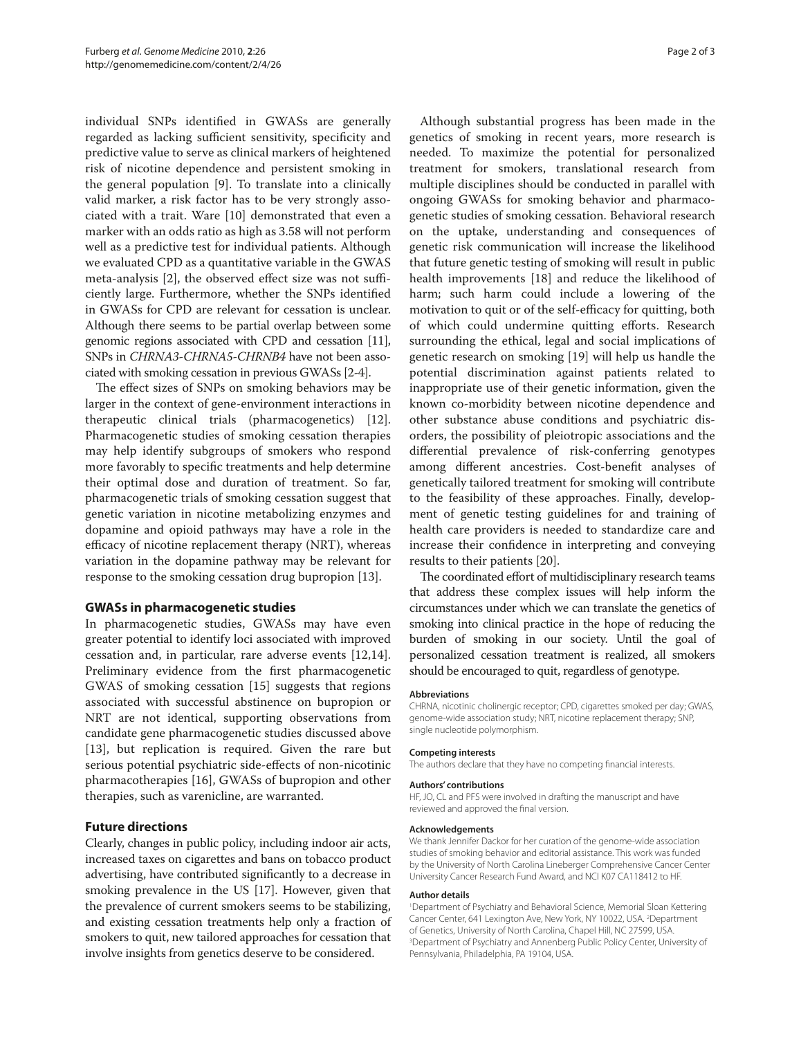individual SNPs identified in GWASs are generally regarded as lacking sufficient sensitivity, specificity and predictive value to serve as clinical markers of heightened risk of nicotine dependence and persistent smoking in the general population [9]. To translate into a clinically valid marker, a risk factor has to be very strongly associated with a trait. Ware [10] demonstrated that even a marker with an odds ratio as high as 3.58 will not perform well as a predictive test for individual patients. Although we evaluated CPD as a quantitative variable in the GWAS meta-analysis [2], the observed effect size was not sufficiently large. Furthermore, whether the SNPs identified in GWASs for CPD are relevant for cessation is unclear. Although there seems to be partial overlap between some genomic regions associated with CPD and cessation [11], SNPs in *CHRNA3-CHRNA5-CHRNB4* have not been associated with smoking cessation in previous GWASs [2-4].

The effect sizes of SNPs on smoking behaviors may be larger in the context of gene-environment interactions in therapeutic clinical trials (pharmacogenetics) [12]. Pharmacogenetic studies of smoking cessation therapies may help identify subgroups of smokers who respond more favorably to specific treatments and help determine their optimal dose and duration of treatment. So far, pharmacogenetic trials of smoking cessation suggest that genetic variation in nicotine metabolizing enzymes and dopamine and opioid pathways may have a role in the efficacy of nicotine replacement therapy (NRT), whereas variation in the dopamine pathway may be relevant for response to the smoking cessation drug bupropion [13].

## GWASs in pharmacogenetic studies

In pharmacogenetic studies, GWASs may have even greater potential to identify loci associated with improved cessation and, in particular, rare adverse events [12,14]. Preliminary evidence from the first pharmacogenetic GWAS of smoking cessation [15] suggests that regions associated with successful abstinence on bupropion or NRT are not identical, supporting observations from candidate gene pharmacogenetic studies discussed above [13], but replication is required. Given the rare but serious potential psychiatric side-effects of non-nicotinic pharmacotherapies [16], GWASs of bupropion and other therapies, such as varenicline, are warranted.

## Future directions

Clearly, changes in public policy, including indoor air acts, increased taxes on cigarettes and bans on tobacco product advertising, have contributed significantly to a decrease in smoking prevalence in the US [17]. However, given that the prevalence of current smokers seems to be stabilizing, and existing cessation treatments help only a fraction of smokers to quit, new tailored approaches for cessation that involve insights from genetics deserve to be considered.

Although substantial progress has been made in the genetics of smoking in recent years, more research is needed. To maximize the potential for personalized treatment for smokers, translational research from multiple disciplines should be conducted in parallel with ongoing GWASs for smoking behavior and pharmacogenetic studies of smoking cessation. Behavioral research on the uptake, understanding and consequences of genetic risk communication will increase the likelihood that future genetic testing of smoking will result in public health improvements [18] and reduce the likelihood of harm; such harm could include a lowering of the motivation to quit or of the self-efficacy for quitting, both of which could undermine quitting efforts. Research surrounding the ethical, legal and social implications of genetic research on smoking [19] will help us handle the potential discrimination against patients related to inappropriate use of their genetic information, given the known co-morbidity between nicotine dependence and other substance abuse conditions and psychiatric disorders, the possibility of pleiotropic associations and the differential prevalence of risk-conferring genotypes among different ancestries. Cost-benefit analyses of genetically tailored treatment for smoking will contribute to the feasibility of these approaches. Finally, development of genetic testing guidelines for and training of health care providers is needed to standardize care and increase their confidence in interpreting and conveying results to their patients [20].

The coordinated effort of multidisciplinary research teams that address these complex issues will help inform the circumstances under which we can translate the genetics of smoking into clinical practice in the hope of reducing the burden of smoking in our society. Until the goal of personalized cessation treatment is realized, all smokers should be encouraged to quit, regardless of genotype.

#### Abbreviations

CHRNA, nicotinic cholinergic receptor; CPD, cigarettes smoked per day; GWAS, genome-wide association study; NRT, nicotine replacement therapy; SNP, single nucleotide polymorphism.

#### Competing interests

The authors declare that they have no competing financial interests.

#### Authors' contributions

HF, JO, CL and PFS were involved in drafting the manuscript and have reviewed and approved the final version.

#### Acknowledgements

We thank Jennifer Dackor for her curation of the genome-wide association studies of smoking behavior and editorial assistance. This work was funded by the University of North Carolina Lineberger Comprehensive Cancer Center University Cancer Research Fund Award, and NCI K07 CA118412 to HF.

#### Author details

[1]Department of Psychiatry and Behavioral Science, Memorial Sloan Kettering Cancer Center, 641 Lexington Ave, New York, NY 10022, USA. [2]Department of Genetics, University of North Carolina, Chapel Hill, NC 27599, USA. [3]Department of Psychiatry and Annenberg Public Policy Center, University of Pennsylvania, Philadelphia, PA 19104, USA.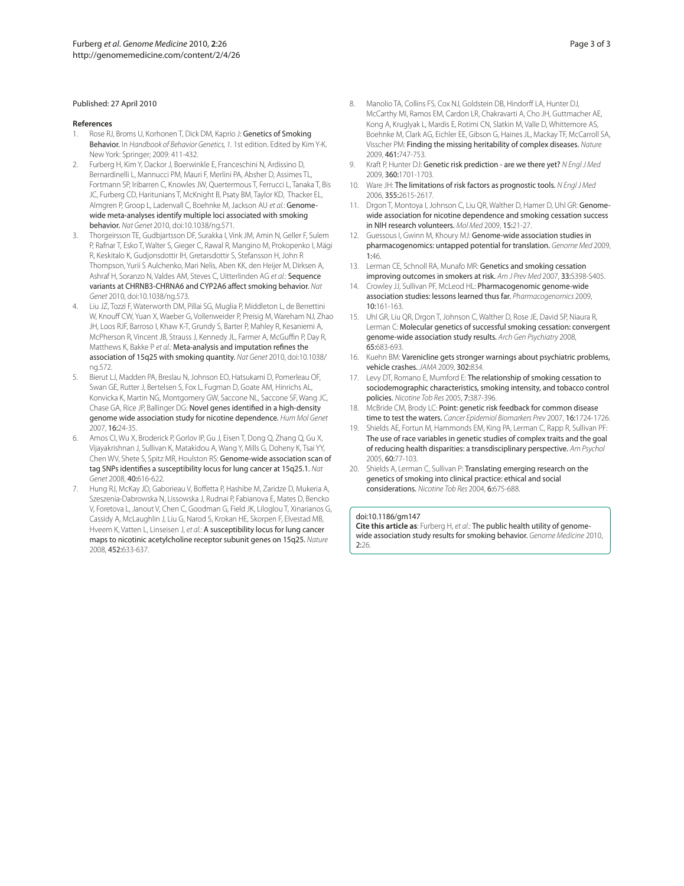Published: 27 April 2010

## References

1. Rose RJ, Broms U, Korhonen T, Dick DM, Kaprio J: **Genetics of Smoking Behavior.** In *Handbook of Behavior Genetics, 1.* 1st edition. Edited by Kim Y-K. New York: Springer; 2009: 411-432.
2. Furberg H, Kim Y, Dackor J, Boerwinkle E, Franceschini N, Ardissino D, Bernardinelli L, Mannucci PM, Mauri F, Merlini PA, Absher D, Assimes TL, Fortmann SP, Iribarren C, Knowles JW, Quertermous T, Ferrucci L, Tanaka T, Bis JC, Furberg CD, Haritunians T, McKnight B, Psaty BM, Taylor KD, Thacker EL, Almgren P, Groop L, Ladenvall C, Boehnke M, Jackson AU *et al.*: **Genome-wide meta-analyses identify multiple loci associated with smoking behavior.** *Nat Genet* 2010, doi:10.1038/ng.571.
3. Thorgeirsson TE, Gudbjartsson DF, Surakka I, Vink JM, Amin N, Geller F, Sulem P, Rafnar T, Esko T, Walter S, Gieger C, Rawal R, Mangino M, Prokopenko I, Mägi R, Keskitalo K, Gudjonsdottir IH, Gretarsdottir S, Stefansson H, John R Thompson, Yurii S Aulchenko, Mari Nelis, Aben KK, den Heijer M, Dirksen A, Ashraf H, Soranzo N, Valdes AM, Steves C, Uitterlinden AG *et al.*: **Sequence variants at CHRNB3-CHRNA6 and CYP2A6 affect smoking behavior.** *Nat Genet* 2010, doi:10.1038/ng.573.
4. Liu JZ, Tozzi F, Waterworth DM, Pillai SG, Muglia P, Middleton L, de Berrettini W, Knouff CW, Yuan X, Waeber G, Vollenweider P, Preisig M, Wareham NJ, Zhao JH, Loos RJF, Barroso I, Khaw K-T, Grundy S, Barter P, Mahley R, Kesaniemi A, McPherson R, Vincent JB, Strauss J, Kennedy JL, Farmer A, McGuffin P, Day R, Matthews K, Bakke P *et al.*: **Meta-analysis and imputation refines the association of 15q25 with smoking quantity.** *Nat Genet* 2010, doi:10.1038/ng.572.
5. Bierut LJ, Madden PA, Breslau N, Johnson EO, Hatsukami D, Pomerleau OF, Swan GE, Rutter J, Bertelsen S, Fox L, Fugman D, Goate AM, Hinrichs AL, Konvicka K, Martin NG, Montgomery GW, Saccone NL, Saccone SF, Wang JC, Chase GA, Rice JP, Ballinger DG: **Novel genes identified in a high-density genome wide association study for nicotine dependence.** *Hum Mol Genet* 2007, **16:**24-35.
6. Amos CI, Wu X, Broderick P, Gorlov IP, Gu J, Eisen T, Dong Q, Zhang Q, Gu X, Vijayakrishnan J, Sullivan K, Matakidou A, Wang Y, Mills G, Doheny K, Tsai YY, Chen WV, Shete S, Spitz MR, Houlston RS: **Genome-wide association scan of tag SNPs identifies a susceptibility locus for lung cancer at 15q25.1.** *Nat Genet* 2008, **40:**616-622.
7. Hung RJ, McKay JD, Gaborieau V, Boffetta P, Hashibe M, Zaridze D, Mukeria A, Szeszenia-Dabrowska N, Lissowska J, Rudnai P, Fabianova E, Mates D, Bencko V, Foretova L, Janout V, Chen C, Goodman G, Field JK, Liloglou T, Xinarianos G, Cassidy A, McLaughlin J, Liu G, Narod S, Krokan HE, Skorpen F, Elvestad MB, Hveem K, Vatten L, Linseisen J, *et al.*: **A susceptibility locus for lung cancer maps to nicotinic acetylcholine receptor subunit genes on 15q25.** *Nature* 2008, **452:**633-637.
8. Manolio TA, Collins FS, Cox NJ, Goldstein DB, Hindorff LA, Hunter DJ, McCarthy MI, Ramos EM, Cardon LR, Chakravarti A, Cho JH, Guttmacher AE, Kong A, Kruglyak L, Mardis E, Rotimi CN, Slatkin M, Valle D, Whittemore AS, Boehnke M, Clark AG, Eichler EE, Gibson G, Haines JL, Mackay TF, McCarroll SA, Visscher PM: **Finding the missing heritability of complex diseases.** *Nature* 2009, **461:**747-753.
9. Kraft P, Hunter DJ: **Genetic risk prediction - are we there yet?** *N Engl J Med* 2009, **360:**1701-1703.
10. Ware JH: **The limitations of risk factors as prognostic tools.** *N Engl J Med* 2006, **355:**2615-2617.
11. Drgon T, Montoya I, Johnson C, Liu QR, Walther D, Hamer D, Uhl GR: **Genome-wide association for nicotine dependence and smoking cessation success in NIH research volunteers.** *Mol Med* 2009, **15:**21-27.
12. Guessous I, Gwinn M, Khoury MJ: **Genome-wide association studies in pharmacogenomics: untapped potential for translation.** *Genome Med* 2009, **1:**46.
13. Lerman CE, Schnoll RA, Munafo MR: **Genetics and smoking cessation improving outcomes in smokers at risk.** *Am J Prev Med* 2007, **33:**S398-S405.
14. Crowley JJ, Sullivan PF, McLeod HL: **Pharmacogenomic genome-wide association studies: lessons learned thus far.** *Pharmacogenomics* 2009, **10:**161-163.
15. Uhl GR, Liu QR, Drgon T, Johnson C, Walther D, Rose JE, David SP, Niaura R, Lerman C: **Molecular genetics of successful smoking cessation: convergent genome-wide association study results.** *Arch Gen Psychiatry* 2008, **65:**683-693.
16. Kuehn BM: **Varenicline gets stronger warnings about psychiatric problems, vehicle crashes.** *JAMA* 2009, **302:**834.
17. Levy DT, Romano E, Mumford E: **The relationship of smoking cessation to sociodemographic characteristics, smoking intensity, and tobacco control policies.** *Nicotine Tob Res* 2005, **7:**387-396.
18. McBride CM, Brody LC: **Point: genetic risk feedback for common disease time to test the waters.** *Cancer Epidemiol Biomarkers Prev* 2007, **16:**1724-1726.
19. Shields AE, Fortun M, Hammonds EM, King PA, Lerman C, Rapp R, Sullivan PF: **The use of race variables in genetic studies of complex traits and the goal of reducing health disparities: a transdisciplinary perspective.** *Am Psychol* 2005, **60:**77-103.
20. Shields A, Lerman C, Sullivan P: **Translating emerging research on the genetics of smoking into clinical practice: ethical and social considerations.** *Nicotine Tob Res* 2004, **6:**675-688.

doi:10.1186/gm147

**Cite this article as**: Furberg H, *et al.*: The public health utility of genome-wide association study results for smoking behavior. *Genome Medicine* 2010, **2:**26.